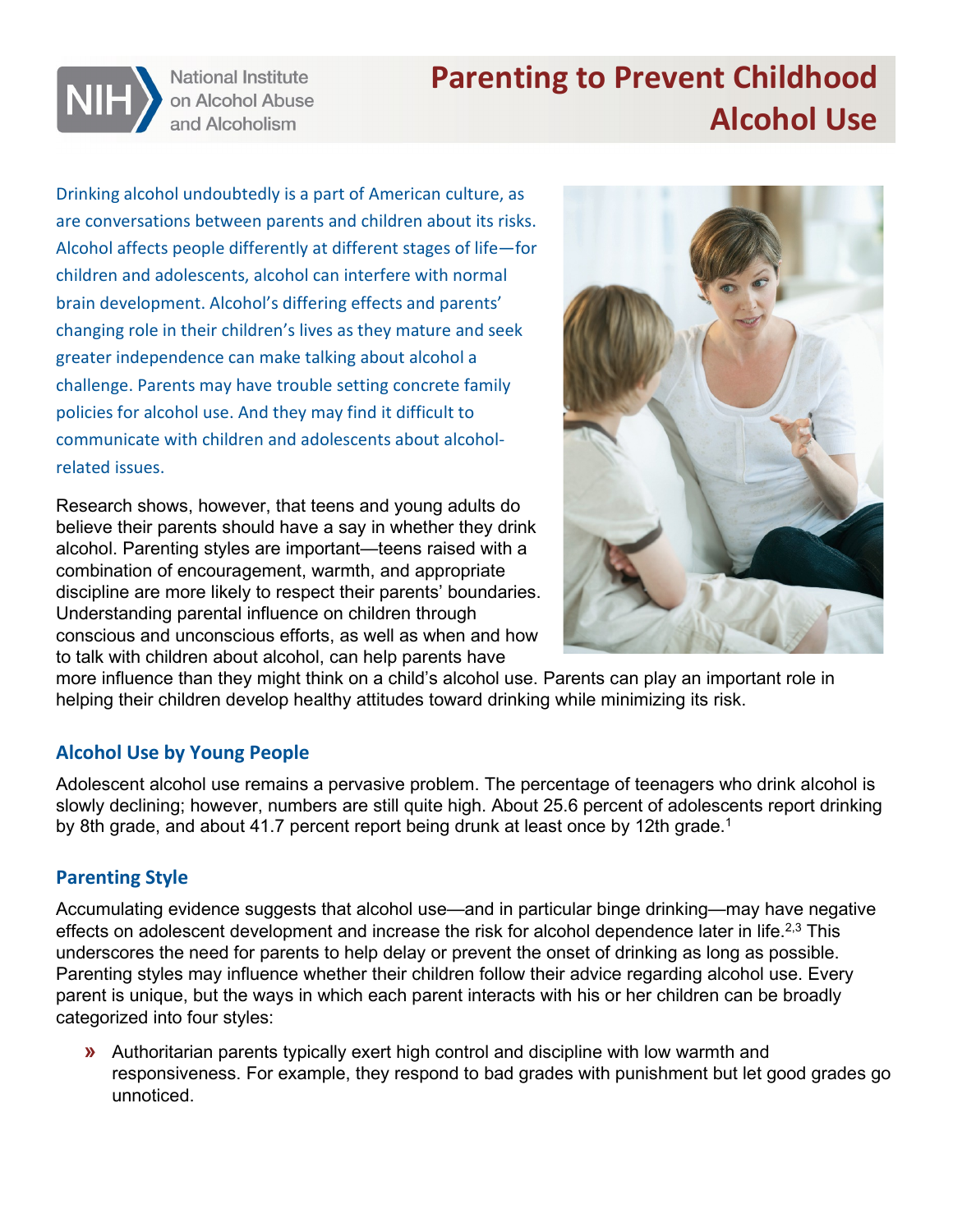National Institute on Alcohol Abuse and Alcoholism

# Parenting to Prevent Childhood Alcohol Use

Drinking alcohol undoubtedly is a part of American culture, as are conversations between parents and children about its risks. Alcohol affects people differently at different stages of life—for children and adolescents, alcohol can interfere with normal brain development. Alcohol's differing effects and parents' changing role in their children's lives as they mature and seek greater independence can make talking about alcohol a challenge. Parents may have trouble setting concrete family policies for alcohol use. And they may find it difficult to communicate with children and adolescents about alcohol-related issues.

Research shows, however, that teens and young adults do believe their parents should have a say in whether they drink alcohol. Parenting styles are important—teens raised with a combination of encouragement, warmth, and appropriate discipline are more likely to respect their parents' boundaries. Understanding parental influence on children through conscious and unconscious efforts, as well as when and how to talk with children about alcohol, can help parents have more influence than they might think on a child's alcohol use. Parents can play an important role in helping their children develop healthy attitudes toward drinking while minimizing its risk.

## Alcohol Use by Young People

Adolescent alcohol use remains a pervasive problem. The percentage of teenagers who drink alcohol is slowly declining; however, numbers are still quite high. About 25.6 percent of adolescents report drinking by 8th grade, and about 41.7 percent report being drunk at least once by 12th grade.[1]

## Parenting Style

Accumulating evidence suggests that alcohol use—and in particular binge drinking—may have negative effects on adolescent development and increase the risk for alcohol dependence later in life.[2,3] This underscores the need for parents to help delay or prevent the onset of drinking as long as possible. Parenting styles may influence whether their children follow their advice regarding alcohol use. Every parent is unique, but the ways in which each parent interacts with his or her children can be broadly categorized into four styles:

- Authoritarian parents typically exert high control and discipline with low warmth and responsiveness. For example, they respond to bad grades with punishment but let good grades go unnoticed.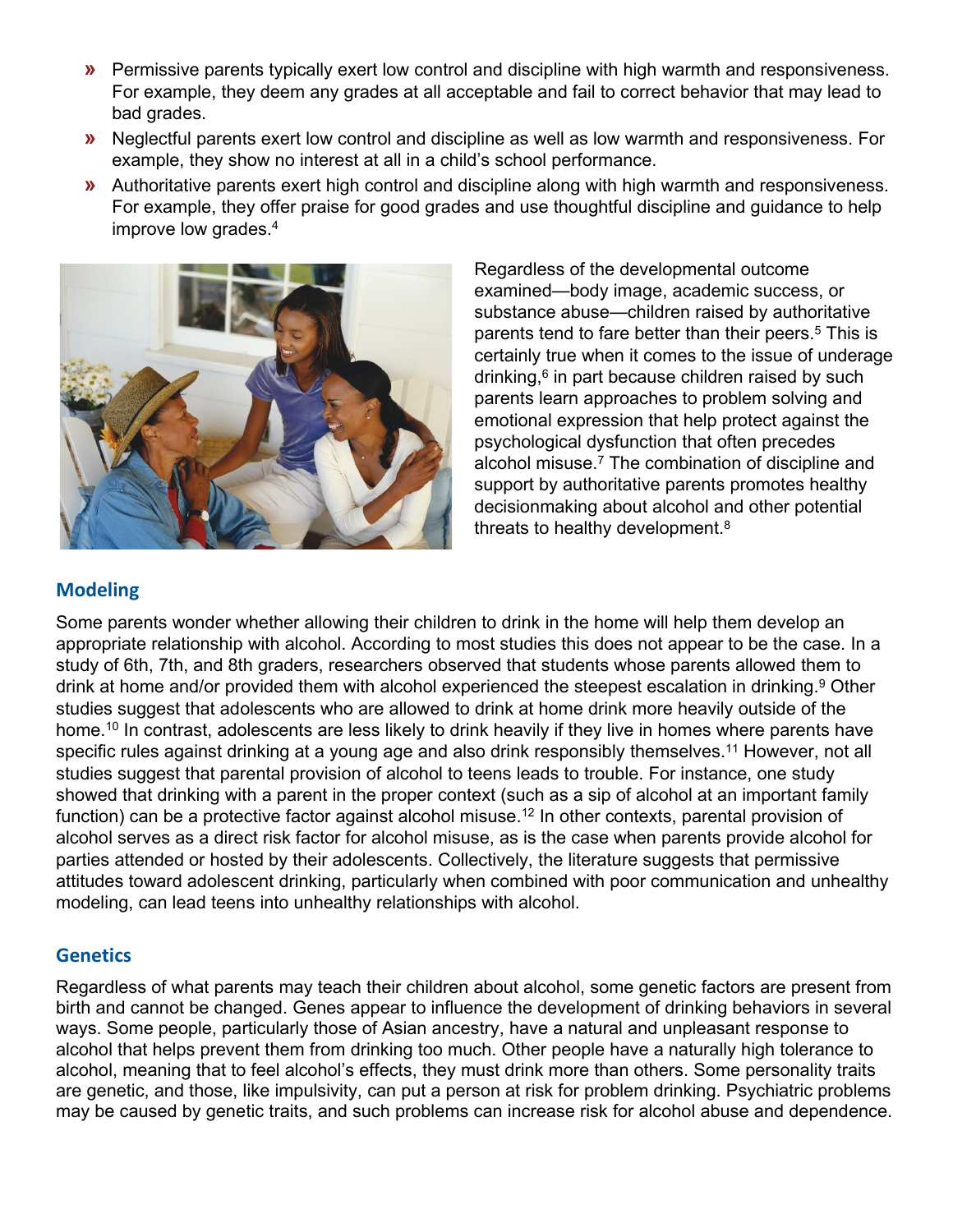- Permissive parents typically exert low control and discipline with high warmth and responsiveness. For example, they deem any grades at all acceptable and fail to correct behavior that may lead to bad grades.
- Neglectful parents exert low control and discipline as well as low warmth and responsiveness. For example, they show no interest at all in a child's school performance.
- Authoritative parents exert high control and discipline along with high warmth and responsiveness. For example, they offer praise for good grades and use thoughtful discipline and guidance to help improve low grades.[4]

Regardless of the developmental outcome examined—body image, academic success, or substance abuse—children raised by authoritative parents tend to fare better than their peers.[5] This is certainly true when it comes to the issue of underage drinking,[6] in part because children raised by such parents learn approaches to problem solving and emotional expression that help protect against the psychological dysfunction that often precedes alcohol misuse.[7] The combination of discipline and support by authoritative parents promotes healthy decisionmaking about alcohol and other potential threats to healthy development.[8]

## Modeling

Some parents wonder whether allowing their children to drink in the home will help them develop an appropriate relationship with alcohol. According to most studies this does not appear to be the case. In a study of 6th, 7th, and 8th graders, researchers observed that students whose parents allowed them to drink at home and/or provided them with alcohol experienced the steepest escalation in drinking.[9] Other studies suggest that adolescents who are allowed to drink at home drink more heavily outside of the home.[10] In contrast, adolescents are less likely to drink heavily if they live in homes where parents have specific rules against drinking at a young age and also drink responsibly themselves.[11] However, not all studies suggest that parental provision of alcohol to teens leads to trouble. For instance, one study showed that drinking with a parent in the proper context (such as a sip of alcohol at an important family function) can be a protective factor against alcohol misuse.[12] In other contexts, parental provision of alcohol serves as a direct risk factor for alcohol misuse, as is the case when parents provide alcohol for parties attended or hosted by their adolescents. Collectively, the literature suggests that permissive attitudes toward adolescent drinking, particularly when combined with poor communication and unhealthy modeling, can lead teens into unhealthy relationships with alcohol.

## Genetics

Regardless of what parents may teach their children about alcohol, some genetic factors are present from birth and cannot be changed. Genes appear to influence the development of drinking behaviors in several ways. Some people, particularly those of Asian ancestry, have a natural and unpleasant response to alcohol that helps prevent them from drinking too much. Other people have a naturally high tolerance to alcohol, meaning that to feel alcohol's effects, they must drink more than others. Some personality traits are genetic, and those, like impulsivity, can put a person at risk for problem drinking. Psychiatric problems may be caused by genetic traits, and such problems can increase risk for alcohol abuse and dependence.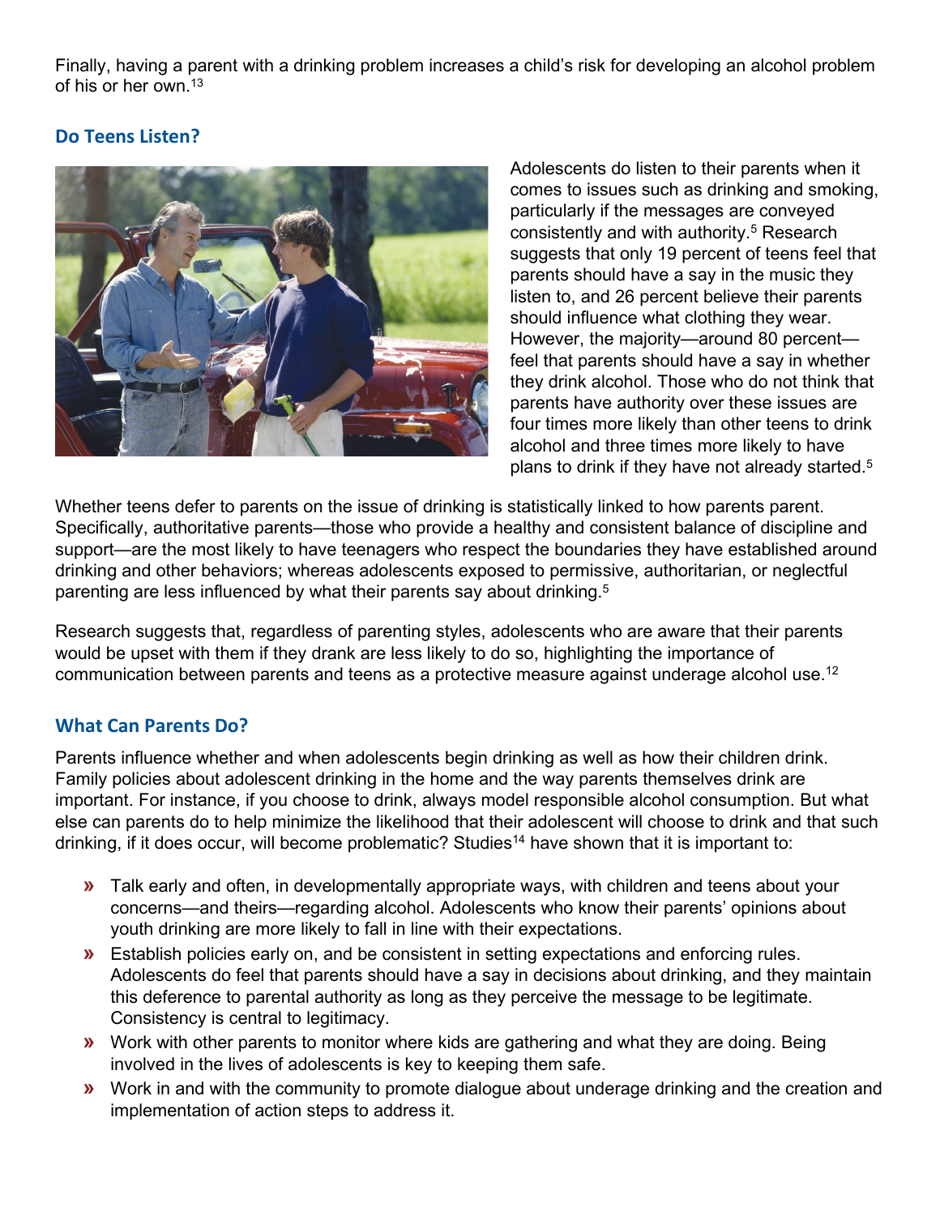Finally, having a parent with a drinking problem increases a child's risk for developing an alcohol problem of his or her own.[13]

## Do Teens Listen?

Adolescents do listen to their parents when it comes to issues such as drinking and smoking, particularly if the messages are conveyed consistently and with authority.[5] Research suggests that only 19 percent of teens feel that parents should have a say in the music they listen to, and 26 percent believe their parents should influence what clothing they wear. However, the majority—around 80 percent—feel that parents should have a say in whether they drink alcohol. Those who do not think that parents have authority over these issues are four times more likely than other teens to drink alcohol and three times more likely to have plans to drink if they have not already started.[5]

Whether teens defer to parents on the issue of drinking is statistically linked to how parents parent. Specifically, authoritative parents—those who provide a healthy and consistent balance of discipline and support—are the most likely to have teenagers who respect the boundaries they have established around drinking and other behaviors; whereas adolescents exposed to permissive, authoritarian, or neglectful parenting are less influenced by what their parents say about drinking.[5]

Research suggests that, regardless of parenting styles, adolescents who are aware that their parents would be upset with them if they drank are less likely to do so, highlighting the importance of communication between parents and teens as a protective measure against underage alcohol use.[12]

## What Can Parents Do?

Parents influence whether and when adolescents begin drinking as well as how their children drink. Family policies about adolescent drinking in the home and the way parents themselves drink are important. For instance, if you choose to drink, always model responsible alcohol consumption. But what else can parents do to help minimize the likelihood that their adolescent will choose to drink and that such drinking, if it does occur, will become problematic? Studies[14] have shown that it is important to:

- Talk early and often, in developmentally appropriate ways, with children and teens about your concerns—and theirs—regarding alcohol. Adolescents who know their parents' opinions about youth drinking are more likely to fall in line with their expectations.
- Establish policies early on, and be consistent in setting expectations and enforcing rules. Adolescents do feel that parents should have a say in decisions about drinking, and they maintain this deference to parental authority as long as they perceive the message to be legitimate. Consistency is central to legitimacy.
- Work with other parents to monitor where kids are gathering and what they are doing. Being involved in the lives of adolescents is key to keeping them safe.
- Work in and with the community to promote dialogue about underage drinking and the creation and implementation of action steps to address it.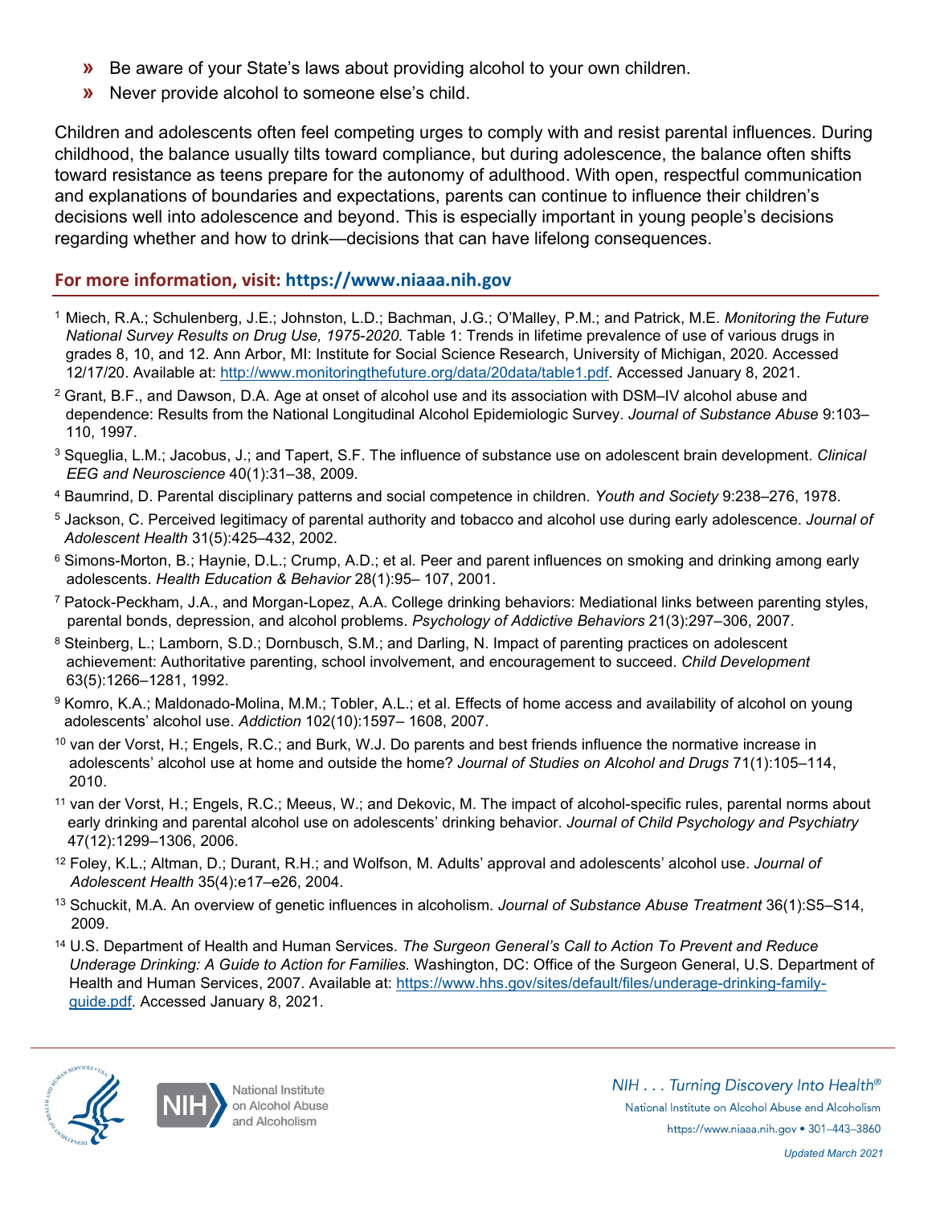- Be aware of your State's laws about providing alcohol to your own children.
- Never provide alcohol to someone else's child.

Children and adolescents often feel competing urges to comply with and resist parental influences. During childhood, the balance usually tilts toward compliance, but during adolescence, the balance often shifts toward resistance as teens prepare for the autonomy of adulthood. With open, respectful communication and explanations of boundaries and expectations, parents can continue to influence their children's decisions well into adolescence and beyond. This is especially important in young people's decisions regarding whether and how to drink—decisions that can have lifelong consequences.

**For more information, visit: https://www.niaaa.nih.gov**

[1] Miech, R.A.; Schulenberg, J.E.; Johnston, L.D.; Bachman, J.G.; O'Malley, P.M.; and Patrick, M.E. *Monitoring the Future National Survey Results on Drug Use, 1975-2020*. Table 1: Trends in lifetime prevalence of use of various drugs in grades 8, 10, and 12. Ann Arbor, MI: Institute for Social Science Research, University of Michigan, 2020. Accessed 12/17/20. Available at: http://www.monitoringthefuture.org/data/20data/table1.pdf. Accessed January 8, 2021.

[2] Grant, B.F., and Dawson, D.A. Age at onset of alcohol use and its association with DSM–IV alcohol abuse and dependence: Results from the National Longitudinal Alcohol Epidemiologic Survey. *Journal of Substance Abuse* 9:103–110, 1997.

[3] Squeglia, L.M.; Jacobus, J.; and Tapert, S.F. The influence of substance use on adolescent brain development. *Clinical EEG and Neuroscience* 40(1):31–38, 2009.

[4] Baumrind, D. Parental disciplinary patterns and social competence in children. *Youth and Society* 9:238–276, 1978.

[5] Jackson, C. Perceived legitimacy of parental authority and tobacco and alcohol use during early adolescence. *Journal of Adolescent Health* 31(5):425–432, 2002.

[6] Simons-Morton, B.; Haynie, D.L.; Crump, A.D.; et al. Peer and parent influences on smoking and drinking among early adolescents. *Health Education & Behavior* 28(1):95– 107, 2001.

[7] Patock-Peckham, J.A., and Morgan-Lopez, A.A. College drinking behaviors: Mediational links between parenting styles, parental bonds, depression, and alcohol problems. *Psychology of Addictive Behaviors* 21(3):297–306, 2007.

[8] Steinberg, L.; Lamborn, S.D.; Dornbusch, S.M.; and Darling, N. Impact of parenting practices on adolescent achievement: Authoritative parenting, school involvement, and encouragement to succeed. *Child Development* 63(5):1266–1281, 1992.

[9] Komro, K.A.; Maldonado-Molina, M.M.; Tobler, A.L.; et al. Effects of home access and availability of alcohol on young adolescents' alcohol use. *Addiction* 102(10):1597– 1608, 2007.

[10] van der Vorst, H.; Engels, R.C.; and Burk, W.J. Do parents and best friends influence the normative increase in adolescents' alcohol use at home and outside the home? *Journal of Studies on Alcohol and Drugs* 71(1):105–114, 2010.

[11] van der Vorst, H.; Engels, R.C.; Meeus, W.; and Dekovic, M. The impact of alcohol-specific rules, parental norms about early drinking and parental alcohol use on adolescents' drinking behavior. *Journal of Child Psychology and Psychiatry* 47(12):1299–1306, 2006.

[12] Foley, K.L.; Altman, D.; Durant, R.H.; and Wolfson, M. Adults' approval and adolescents' alcohol use. *Journal of Adolescent Health* 35(4):e17–e26, 2004.

[13] Schuckit, M.A. An overview of genetic influences in alcoholism. *Journal of Substance Abuse Treatment* 36(1):S5–S14, 2009.

[14] U.S. Department of Health and Human Services. *The Surgeon General's Call to Action To Prevent and Reduce Underage Drinking: A Guide to Action for Families.* Washington, DC: Office of the Surgeon General, U.S. Department of Health and Human Services, 2007. Available at: https://www.hhs.gov/sites/default/files/underage-drinking-family-guide.pdf. Accessed January 8, 2021.

National Institute on Alcohol Abuse and Alcoholism

*NIH . . . Turning Discovery Into Health®*

National Institute on Alcohol Abuse and Alcoholism

https://www.niaaa.nih.gov • 301–443–3860

*Updated March 2021*